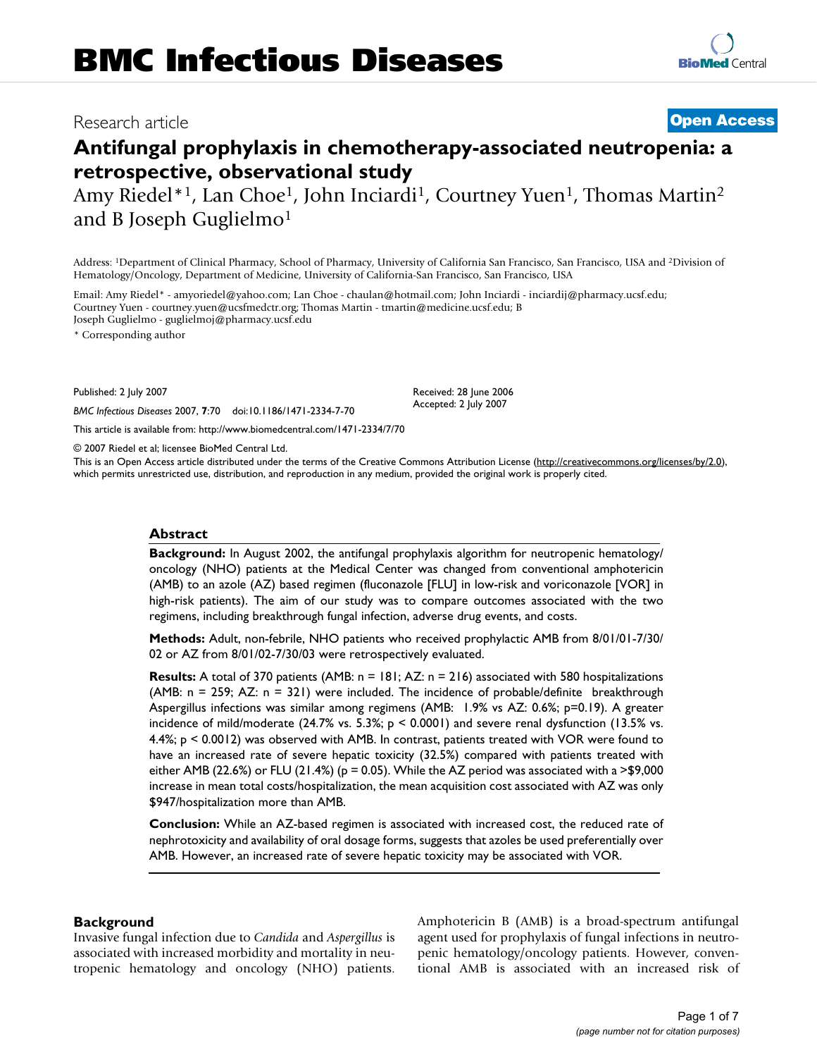# BMC Infectious Diseases

Research article

**Open Access**

# Antifungal prophylaxis in chemotherapy-associated neutropenia: a retrospective, observational study

Amy Riedel*[1], Lan Choe[1], John Inciardi[1], Courtney Yuen[1], Thomas Martin[2] and B Joseph Guglielmo[1]

Address: [1]Department of Clinical Pharmacy, School of Pharmacy, University of California San Francisco, San Francisco, USA and [2]Division of Hematology/Oncology, Department of Medicine, University of California-San Francisco, San Francisco, USA

Email: Amy Riedel* - amyoriedel@yahoo.com; Lan Choe - chaulan@hotmail.com; John Inciardi - inciardij@pharmacy.ucsf.edu; Courtney Yuen - courtney.yuen@ucsfmedctr.org; Thomas Martin - tmartin@medicine.ucsf.edu; B Joseph Guglielmo - guglielmoj@pharmacy.ucsf.edu

* Corresponding author

Published: 2 July 2007

*BMC Infectious Diseases* 2007, **7**:70 doi:10.1186/1471-2334-7-70

Received: 28 June 2006
Accepted: 2 July 2007

This article is available from: http://www.biomedcentral.com/1471-2334/7/70

© 2007 Riedel et al; licensee BioMed Central Ltd.

This is an Open Access article distributed under the terms of the Creative Commons Attribution License (http://creativecommons.org/licenses/by/2.0), which permits unrestricted use, distribution, and reproduction in any medium, provided the original work is properly cited.

## Abstract

**Background:** In August 2002, the antifungal prophylaxis algorithm for neutropenic hematology/oncology (NHO) patients at the Medical Center was changed from conventional amphotericin (AMB) to an azole (AZ) based regimen (fluconazole [FLU] in low-risk and voriconazole [VOR] in high-risk patients). The aim of our study was to compare outcomes associated with the two regimens, including breakthrough fungal infection, adverse drug events, and costs.

**Methods:** Adult, non-febrile, NHO patients who received prophylactic AMB from 8/01/01-7/30/02 or AZ from 8/01/02-7/30/03 were retrospectively evaluated.

**Results:** A total of 370 patients (AMB: n = 181; AZ: n = 216) associated with 580 hospitalizations (AMB: n = 259; AZ: n = 321) were included. The incidence of probable/definite breakthrough Aspergillus infections was similar among regimens (AMB: 1.9% vs AZ: 0.6%; p=0.19). A greater incidence of mild/moderate (24.7% vs. 5.3%; $p < 0.0001$) and severe renal dysfunction (13.5% vs. 4.4%; $p < 0.0012$) was observed with AMB. In contrast, patients treated with VOR were found to have an increased rate of severe hepatic toxicity (32.5%) compared with patients treated with either AMB (22.6%) or FLU (21.4%) ($p = 0.05$). While the AZ period was associated with a >$9,000 increase in mean total costs/hospitalization, the mean acquisition cost associated with AZ was only $947/hospitalization more than AMB.

**Conclusion:** While an AZ-based regimen is associated with increased cost, the reduced rate of nephrotoxicity and availability of oral dosage forms, suggests that azoles be used preferentially over AMB. However, an increased rate of severe hepatic toxicity may be associated with VOR.

## Background

Invasive fungal infection due to *Candida* and *Aspergillus* is associated with increased morbidity and mortality in neutropenic hematology and oncology (NHO) patients. Amphotericin B (AMB) is a broad-spectrum antifungal agent used for prophylaxis of fungal infections in neutropenic hematology/oncology patients. However, conventional AMB is associated with an increased risk of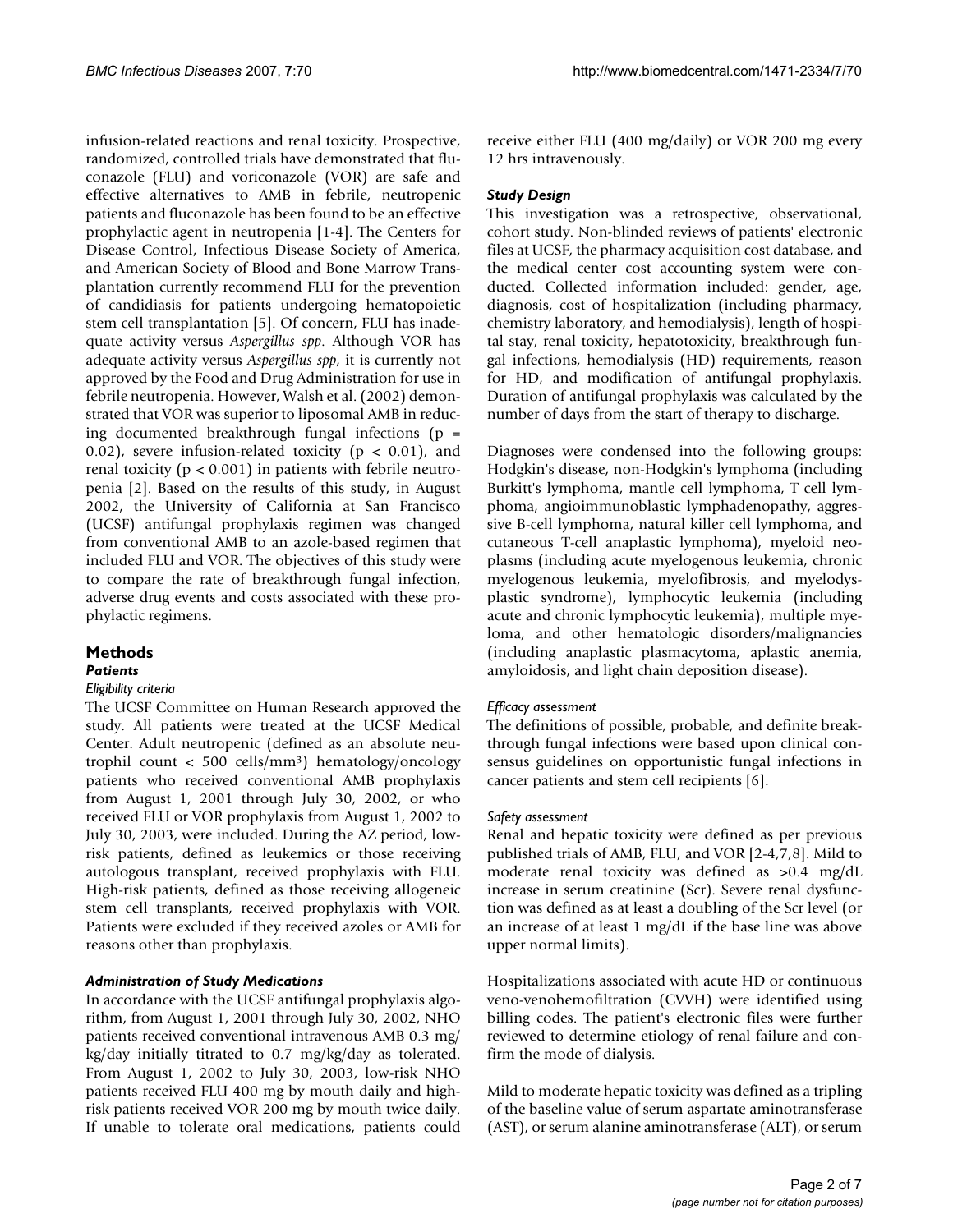infusion-related reactions and renal toxicity. Prospective, randomized, controlled trials have demonstrated that fluconazole (FLU) and voriconazole (VOR) are safe and effective alternatives to AMB in febrile, neutropenic patients and fluconazole has been found to be an effective prophylactic agent in neutropenia [1-4]. The Centers for Disease Control, Infectious Disease Society of America, and American Society of Blood and Bone Marrow Transplantation currently recommend FLU for the prevention of candidiasis for patients undergoing hematopoietic stem cell transplantation [5]. Of concern, FLU has inadequate activity versus *Aspergillus spp*. Although VOR has adequate activity versus *Aspergillus spp*, it is currently not approved by the Food and Drug Administration for use in febrile neutropenia. However, Walsh et al. (2002) demonstrated that VOR was superior to liposomal AMB in reducing documented breakthrough fungal infections ($p = 0.02$), severe infusion-related toxicity ($p < 0.01$), and renal toxicity ($p < 0.001$) in patients with febrile neutropenia [2]. Based on the results of this study, in August 2002, the University of California at San Francisco (UCSF) antifungal prophylaxis regimen was changed from conventional AMB to an azole-based regimen that included FLU and VOR. The objectives of this study were to compare the rate of breakthrough fungal infection, adverse drug events and costs associated with these prophylactic regimens.

## Methods

### *Patients*

#### *Eligibility criteria*

The UCSF Committee on Human Research approved the study. All patients were treated at the UCSF Medical Center. Adult neutropenic (defined as an absolute neutrophil count < 500 cells/mm$^3$) hematology/oncology patients who received conventional AMB prophylaxis from August 1, 2001 through July 30, 2002, or who received FLU or VOR prophylaxis from August 1, 2002 to July 30, 2003, were included. During the AZ period, low-risk patients, defined as leukemics or those receiving autologous transplant, received prophylaxis with FLU. High-risk patients, defined as those receiving allogeneic stem cell transplants, received prophylaxis with VOR. Patients were excluded if they received azoles or AMB for reasons other than prophylaxis.

#### *Administration of Study Medications*

In accordance with the UCSF antifungal prophylaxis algorithm, from August 1, 2001 through July 30, 2002, NHO patients received conventional intravenous AMB 0.3 mg/kg/day initially titrated to 0.7 mg/kg/day as tolerated. From August 1, 2002 to July 30, 2003, low-risk NHO patients received FLU 400 mg by mouth daily and high-risk patients received VOR 200 mg by mouth twice daily. If unable to tolerate oral medications, patients could receive either FLU (400 mg/daily) or VOR 200 mg every 12 hrs intravenously.

### *Study Design*

This investigation was a retrospective, observational, cohort study. Non-blinded reviews of patients' electronic files at UCSF, the pharmacy acquisition cost database, and the medical center cost accounting system were conducted. Collected information included: gender, age, diagnosis, cost of hospitalization (including pharmacy, chemistry laboratory, and hemodialysis), length of hospital stay, renal toxicity, hepatotoxicity, breakthrough fungal infections, hemodialysis (HD) requirements, reason for HD, and modification of antifungal prophylaxis. Duration of antifungal prophylaxis was calculated by the number of days from the start of therapy to discharge.

Diagnoses were condensed into the following groups: Hodgkin's disease, non-Hodgkin's lymphoma (including Burkitt's lymphoma, mantle cell lymphoma, T cell lymphoma, angioimmunoblastic lymphadenopathy, aggressive B-cell lymphoma, natural killer cell lymphoma, and cutaneous T-cell anaplastic lymphoma), myeloid neoplasms (including acute myelogenous leukemia, chronic myelogenous leukemia, myelofibrosis, and myelodysplastic syndrome), lymphocytic leukemia (including acute and chronic lymphocytic leukemia), multiple myeloma, and other hematologic disorders/malignancies (including anaplastic plasmacytoma, aplastic anemia, amyloidosis, and light chain deposition disease).

#### *Efficacy assessment*

The definitions of possible, probable, and definite breakthrough fungal infections were based upon clinical consensus guidelines on opportunistic fungal infections in cancer patients and stem cell recipients [6].

#### *Safety assessment*

Renal and hepatic toxicity were defined as per previous published trials of AMB, FLU, and VOR [2-4,7,8]. Mild to moderate renal toxicity was defined as >0.4 mg/dL increase in serum creatinine (Scr). Severe renal dysfunction was defined as at least a doubling of the Scr level (or an increase of at least 1 mg/dL if the base line was above upper normal limits).

Hospitalizations associated with acute HD or continuous veno-venohemofiltration (CVVH) were identified using billing codes. The patient's electronic files were further reviewed to determine etiology of renal failure and confirm the mode of dialysis.

Mild to moderate hepatic toxicity was defined as a tripling of the baseline value of serum aspartate aminotransferase (AST), or serum alanine aminotransferase (ALT), or serum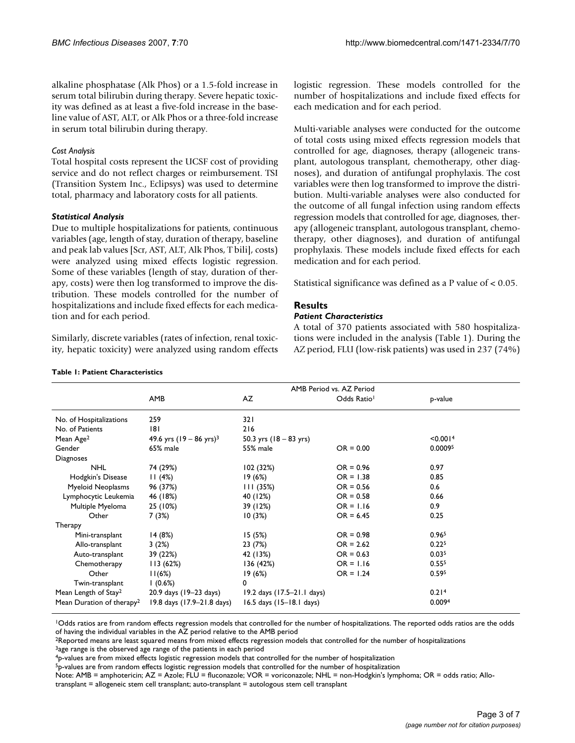alkaline phosphatase (Alk Phos) or a 1.5-fold increase in serum total bilirubin during therapy. Severe hepatic toxicity was defined as at least a five-fold increase in the baseline value of AST, ALT, or Alk Phos or a three-fold increase in serum total bilirubin during therapy.

*Cost Analysis*

Total hospital costs represent the UCSF cost of providing service and do not reflect charges or reimbursement. TSI (Transition System Inc., Eclipsys) was used to determine total, pharmacy and laboratory costs for all patients.

### Statistical Analysis

Due to multiple hospitalizations for patients, continuous variables (age, length of stay, duration of therapy, baseline and peak lab values [Scr, AST, ALT, Alk Phos, T bili], costs) were analyzed using mixed effects logistic regression. Some of these variables (length of stay, duration of therapy, costs) were then log transformed to improve the distribution. These models controlled for the number of hospitalizations and include fixed effects for each medication and for each period.

Similarly, discrete variables (rates of infection, renal toxicity, hepatic toxicity) were analyzed using random effects logistic regression. These models controlled for the number of hospitalizations and include fixed effects for each medication and for each period.

Multi-variable analyses were conducted for the outcome of total costs using mixed effects regression models that controlled for age, diagnoses, therapy (allogeneic transplant, autologous transplant, chemotherapy, other diagnoses), and duration of antifungal prophylaxis. The cost variables were then log transformed to improve the distribution. Multi-variable analyses were also conducted for the outcome of all fungal infection using random effects regression models that controlled for age, diagnoses, therapy (allogeneic transplant, autologous transplant, chemotherapy, other diagnoses), and duration of antifungal prophylaxis. These models include fixed effects for each medication and for each period.

Statistical significance was defined as a P value of < 0.05.

## Results

### Patient Characteristics

A total of 370 patients associated with 580 hospitalizations were included in the analysis (Table 1). During the AZ period, FLU (low-risk patients) was used in 237 (74%)

**Table 1: Patient Characteristics**

| | AMB Period vs. AZ Period | | | |
|---|---|---|---|---|
| | AMB | AZ | Odds Ratio[1] | p-value |
| No. of Hospitalizations | 259 | 321 | | |
| No. of Patients | 181 | 216 | | |
| Mean Age[2] | 49.6 yrs (19 – 86 yrs)[3] | 50.3 yrs (18 – 83 yrs) | | <0.001[4] |
| Gender | 65% male | 55% male | OR = 0.00 | 0.0009[5] |
| Diagnoses | | | | |
| NHL | 74 (29%) | 102 (32%) | OR = 0.96 | 0.97 |
| Hodgkin's Disease | 11 (4%) | 19 (6%) | OR = 1.38 | 0.85 |
| Myeloid Neoplasms | 96 (37%) | 111 (35%) | OR = 0.56 | 0.6 |
| Lymphocytic Leukemia | 46 (18%) | 40 (12%) | OR = 0.58 | 0.66 |
| Multiple Myeloma | 25 (10%) | 39 (12%) | OR = 1.16 | 0.9 |
| Other | 7 (3%) | 10 (3%) | OR = 6.45 | 0.25 |
| Therapy | | | | |
| Mini-transplant | 14 (8%) | 15 (5%) | OR = 0.98 | 0.96[5] |
| Allo-transplant | 3 (2%) | 23 (7%) | OR = 2.62 | 0.22[5] |
| Auto-transplant | 39 (22%) | 42 (13%) | OR = 0.63 | 0.03[5] |
| Chemotherapy | 113 (62%) | 136 (42%) | OR = 1.16 | 0.55[5] |
| Other | 11(6%) | 19 (6%) | OR = 1.24 | 0.59[5] |
| Twin-transplant | 1 (0.6%) | 0 | | |
| Mean Length of Stay[2] | 20.9 days (19–23 days) | 19.2 days (17.5–21.1 days) | | 0.21[4] |
| Mean Duration of therapy[2] | 19.8 days (17.9–21.8 days) | 16.5 days (15–18.1 days) | | 0.009[4] |

[1]Odds ratios are from random effects regression models that controlled for the number of hospitalizations. The reported odds ratios are the odds of having the individual variables in the AZ period relative to the AMB period

[2]Reported means are least squared means from mixed effects regression models that controlled for the number of hospitalizations

[3]age range is the observed age range of the patients in each period

[4]p-values are from mixed effects logistic regression models that controlled for the number of hospitalization

[5]p-values are from random effects logistic regression models that controlled for the number of hospitalization

Note: AMB = amphotericin; AZ = Azole; FLU = fluconazole; VOR = voriconazole; NHL = non-Hodgkin's lymphoma; OR = odds ratio; Allo-transplant = allogeneic stem cell transplant; auto-transplant = autologous stem cell transplant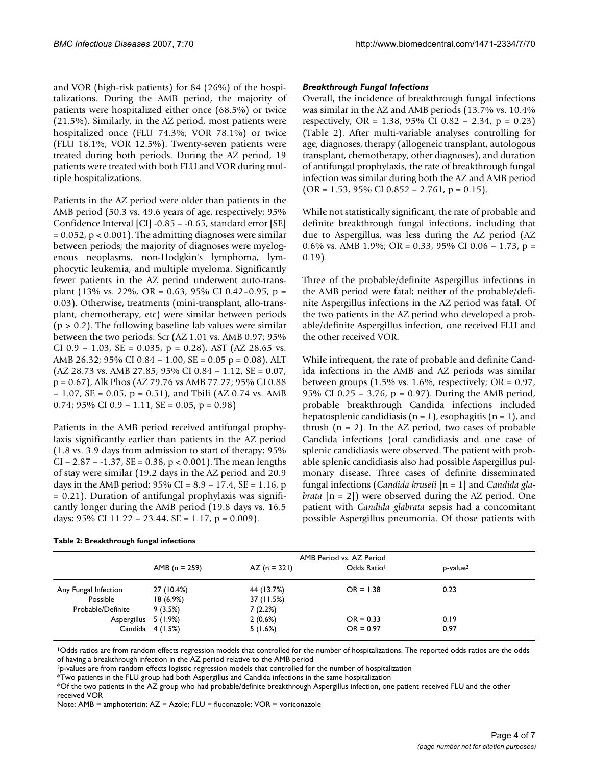and VOR (high-risk patients) for 84 (26%) of the hospitalizations. During the AMB period, the majority of patients were hospitalized either once (68.5%) or twice (21.5%). Similarly, in the AZ period, most patients were hospitalized once (FLU 74.3%; VOR 78.1%) or twice (FLU 18.1%; VOR 12.5%). Twenty-seven patients were treated during both periods. During the AZ period, 19 patients were treated with both FLU and VOR during multiple hospitalizations.

Patients in the AZ period were older than patients in the AMB period (50.3 vs. 49.6 years of age, respectively; 95% Confidence Interval [CI] -0.85 – -0.65, standard error [SE] = 0.052, $p < 0.001$). The admitting diagnoses were similar between periods; the majority of diagnoses were myelogenous neoplasms, non-Hodgkin's lymphoma, lymphocytic leukemia, and multiple myeloma. Significantly fewer patients in the AZ period underwent auto-transplant (13% vs. 22%, OR = 0.63, 95% CI 0.42–0.95, $p = 0.03$). Otherwise, treatments (mini-transplant, allo-transplant, chemotherapy, etc) were similar between periods ($p > 0.2$). The following baseline lab values were similar between the two periods: Scr (AZ 1.01 vs. AMB 0.97; 95% CI 0.9 – 1.03, SE = 0.035, $p = 0.28$), AST (AZ 28.65 vs. AMB 26.32; 95% CI 0.84 – 1.00, SE = 0.05 $p = 0.08$), ALT (AZ 28.73 vs. AMB 27.85; 95% CI 0.84 – 1.12, SE = 0.07, $p = 0.67$), Alk Phos (AZ 79.76 vs AMB 77.27; 95% CI 0.88 – 1.07, SE = 0.05, $p = 0.51$), and Tbili (AZ 0.74 vs. AMB 0.74; 95% CI 0.9 – 1.11, SE = 0.05, $p = 0.98$)

Patients in the AMB period received antifungal prophylaxis significantly earlier than patients in the AZ period (1.8 vs. 3.9 days from admission to start of therapy; 95% CI – 2.87 – -1.37, SE = 0.38, $p < 0.001$). The mean lengths of stay were similar (19.2 days in the AZ period and 20.9 days in the AMB period; 95% CI = 8.9 – 17.4, SE = 1.16, $p = 0.21$). Duration of antifungal prophylaxis was significantly longer during the AMB period (19.8 days vs. 16.5 days; 95% CI 11.22 – 23.44, SE = 1.17, $p = 0.009$).

### *Breakthrough Fungal Infections*

Overall, the incidence of breakthrough fungal infections was similar in the AZ and AMB periods (13.7% vs. 10.4% respectively; OR = 1.38, 95% CI 0.82 – 2.34, $p = 0.23$) (Table 2). After multi-variable analyses controlling for age, diagnoses, therapy (allogeneic transplant, autologous transplant, chemotherapy, other diagnoses), and duration of antifungal prophylaxis, the rate of breakthrough fungal infection was similar during both the AZ and AMB period (OR = 1.53, 95% CI 0.852 – 2.761, $p = 0.15$).

While not statistically significant, the rate of probable and definite breakthrough fungal infections, including that due to Aspergillus, was less during the AZ period (AZ 0.6% vs. AMB 1.9%; OR = 0.33, 95% CI 0.06 – 1.73, $p = 0.19$).

Three of the probable/definite Aspergillus infections in the AMB period were fatal; neither of the probable/definite Aspergillus infections in the AZ period was fatal. Of the two patients in the AZ period who developed a probable/definite Aspergillus infection, one received FLU and the other received VOR.

While infrequent, the rate of probable and definite Candida infections in the AMB and AZ periods was similar between groups (1.5% vs. 1.6%, respectively; OR = 0.97, 95% CI 0.25 – 3.76, $p = 0.97$). During the AMB period, probable breakthrough Candida infections included hepatosplenic candidiasis (n = 1), esophagitis (n = 1), and thrush (n = 2). In the AZ period, two cases of probable Candida infections (oral candidiasis and one case of splenic candidiasis were observed. The patient with probable splenic candidiasis also had possible Aspergillus pulmonary disease. Three cases of definite disseminated fungal infections (*Candida kruseii* [n = 1] and *Candida glabrata* [n = 2]) were observed during the AZ period. One patient with *Candida glabrata* sepsis had a concomitant possible Aspergillus pneumonia. Of those patients with

**Table 2: Breakthrough fungal infections**

| | | | AMB Period vs. AZ Period | |
|---|---|---|---|---|
| | AMB (n = 259) | AZ (n = 321) | Odds Ratio[1] | p-value[2] |
| Any Fungal Infection | 27 (10.4%) | 44 (13.7%) | OR = 1.38 | 0.23 |
| Possible | 18 (6.9%) | 37 (11.5%) | | |
| Probable/Definite | 9 (3.5%) | 7 (2.2%) | | |
| Aspergillus | 5 (1.9%) | 2 (0.6%) | OR = 0.33 | 0.19 |
| Candida | 4 (1.5%) | 5 (1.6%) | OR = 0.97 | 0.97 |

[1]Odds ratios are from random effects regression models that controlled for the number of hospitalizations. The reported odds ratios are the odds of having a breakthrough infection in the AZ period relative to the AMB period

[2]p-values are from random effects logistic regression models that controlled for the number of hospitalization

*Two patients in the FLU group had both Aspergillus and Candida infections in the same hospitalization

*Of the two patients in the AZ group who had probable/definite breakthrough Aspergillus infection, one patient received FLU and the other received VOR

Note: AMB = amphotericin; AZ = Azole; FLU = fluconazole; VOR = voriconazole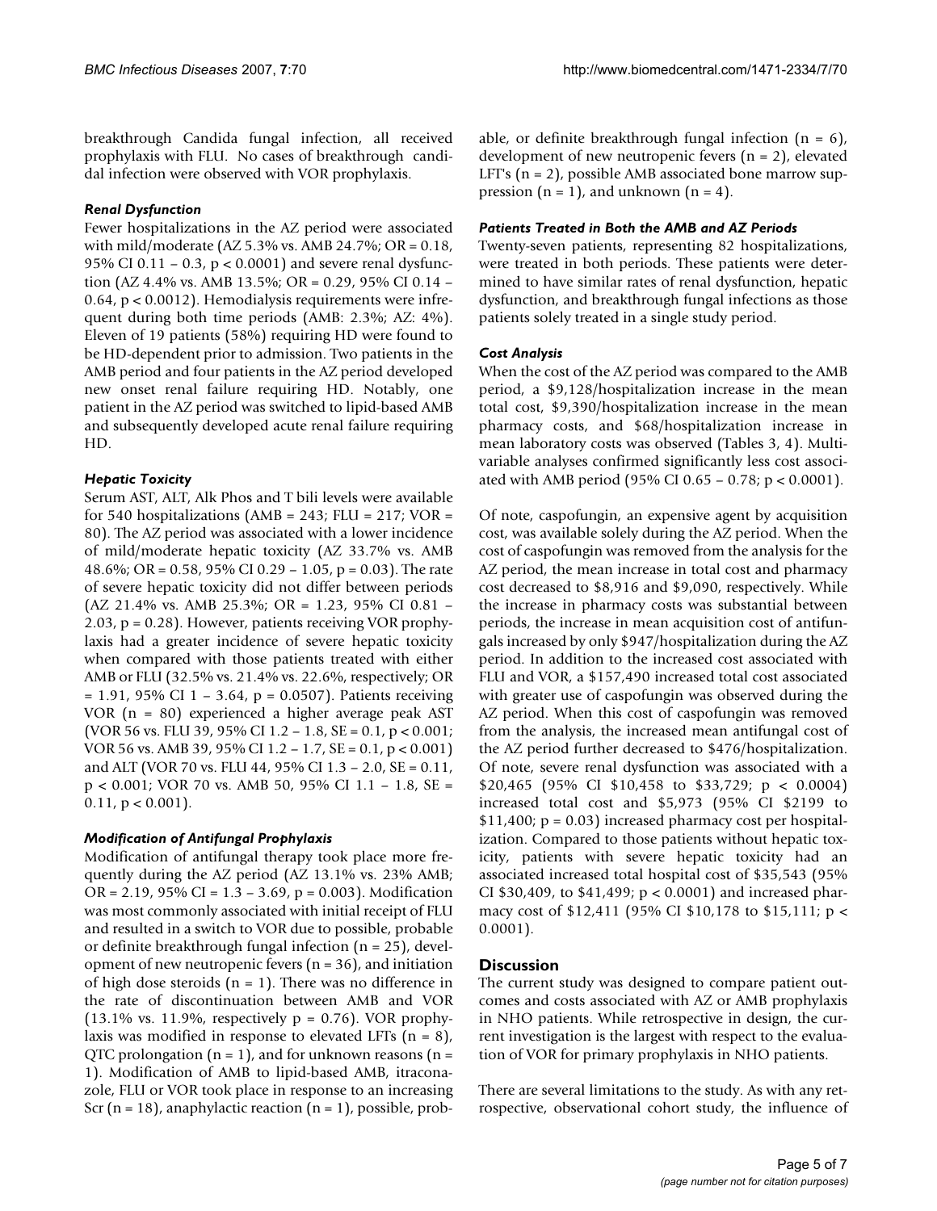breakthrough Candida fungal infection, all received prophylaxis with FLU. No cases of breakthrough candidal infection were observed with VOR prophylaxis.

### *Renal Dysfunction*

Fewer hospitalizations in the AZ period were associated with mild/moderate (AZ 5.3% vs. AMB 24.7%; OR = 0.18, 95% CI 0.11 – 0.3, $p < 0.0001$) and severe renal dysfunction (AZ 4.4% vs. AMB 13.5%; OR = 0.29, 95% CI 0.14 – 0.64, $p < 0.0012$). Hemodialysis requirements were infrequent during both time periods (AMB: 2.3%; AZ: 4%). Eleven of 19 patients (58%) requiring HD were found to be HD-dependent prior to admission. Two patients in the AMB period and four patients in the AZ period developed new onset renal failure requiring HD. Notably, one patient in the AZ period was switched to lipid-based AMB and subsequently developed acute renal failure requiring HD.

### *Hepatic Toxicity*

Serum AST, ALT, Alk Phos and T bili levels were available for 540 hospitalizations (AMB = 243; FLU = 217; VOR = 80). The AZ period was associated with a lower incidence of mild/moderate hepatic toxicity (AZ 33.7% vs. AMB 48.6%; OR = 0.58, 95% CI 0.29 – 1.05, $p = 0.03$). The rate of severe hepatic toxicity did not differ between periods (AZ 21.4% vs. AMB 25.3%; OR = 1.23, 95% CI 0.81 – 2.03, $p = 0.28$). However, patients receiving VOR prophylaxis had a greater incidence of severe hepatic toxicity when compared with those patients treated with either AMB or FLU (32.5% vs. 21.4% vs. 22.6%, respectively; OR = 1.91, 95% CI 1 – 3.64, $p = 0.0507$). Patients receiving VOR (n = 80) experienced a higher average peak AST (VOR 56 vs. FLU 39, 95% CI 1.2 – 1.8, SE = 0.1, $p < 0.001$; VOR 56 vs. AMB 39, 95% CI 1.2 – 1.7, SE = 0.1, $p < 0.001$) and ALT (VOR 70 vs. FLU 44, 95% CI 1.3 – 2.0, SE = 0.11, $p < 0.001$; VOR 70 vs. AMB 50, 95% CI 1.1 – 1.8, SE = 0.11, $p < 0.001$).

### *Modification of Antifungal Prophylaxis*

Modification of antifungal therapy took place more frequently during the AZ period (AZ 13.1% vs. 23% AMB; OR = 2.19, 95% CI = 1.3 – 3.69, $p = 0.003$). Modification was most commonly associated with initial receipt of FLU and resulted in a switch to VOR due to possible, probable or definite breakthrough fungal infection (n = 25), development of new neutropenic fevers (n = 36), and initiation of high dose steroids (n = 1). There was no difference in the rate of discontinuation between AMB and VOR (13.1% vs. 11.9%, respectively $p = 0.76$). VOR prophylaxis was modified in response to elevated LFTs (n = 8), QTC prolongation (n = 1), and for unknown reasons (n = 1). Modification of AMB to lipid-based AMB, itraconazole, FLU or VOR took place in response to an increasing Scr (n = 18), anaphylactic reaction (n = 1), possible, probable, or definite breakthrough fungal infection (n = 6), development of new neutropenic fevers (n = 2), elevated LFT's (n = 2), possible AMB associated bone marrow suppression (n = 1), and unknown (n = 4).

### *Patients Treated in Both the AMB and AZ Periods*

Twenty-seven patients, representing 82 hospitalizations, were treated in both periods. These patients were determined to have similar rates of renal dysfunction, hepatic dysfunction, and breakthrough fungal infections as those patients solely treated in a single study period.

### *Cost Analysis*

When the cost of the AZ period was compared to the AMB period, a $9,128/hospitalization increase in the mean total cost, $9,390/hospitalization increase in the mean pharmacy costs, and $68/hospitalization increase in mean laboratory costs was observed (Tables 3, 4). Multivariable analyses confirmed significantly less cost associated with AMB period (95% CI 0.65 – 0.78; $p < 0.0001$).

Of note, caspofungin, an expensive agent by acquisition cost, was available solely during the AZ period. When the cost of caspofungin was removed from the analysis for the AZ period, the mean increase in total cost and pharmacy cost decreased to $8,916 and $9,090, respectively. While the increase in pharmacy costs was substantial between periods, the increase in mean acquisition cost of antifungals increased by only $947/hospitalization during the AZ period. In addition to the increased cost associated with FLU and VOR, a $157,490 increased total cost associated with greater use of caspofungin was observed during the AZ period. When this cost of caspofungin was removed from the analysis, the increased mean antifungal cost of the AZ period further decreased to $476/hospitalization. Of note, severe renal dysfunction was associated with a $20,465 (95% CI $10,458 to $33,729; $p < 0.0004$) increased total cost and $5,973 (95% CI $2199 to $11,400; $p = 0.03$) increased pharmacy cost per hospitalization. Compared to those patients without hepatic toxicity, patients with severe hepatic toxicity had an associated increased total hospital cost of $35,543 (95% CI $30,409, to $41,499; $p < 0.0001$) and increased pharmacy cost of $12,411 (95% CI $10,178 to $15,111; $p < 0.0001$).

## Discussion

The current study was designed to compare patient outcomes and costs associated with AZ or AMB prophylaxis in NHO patients. While retrospective in design, the current investigation is the largest with respect to the evaluation of VOR for primary prophylaxis in NHO patients.

There are several limitations to the study. As with any retrospective, observational cohort study, the influence of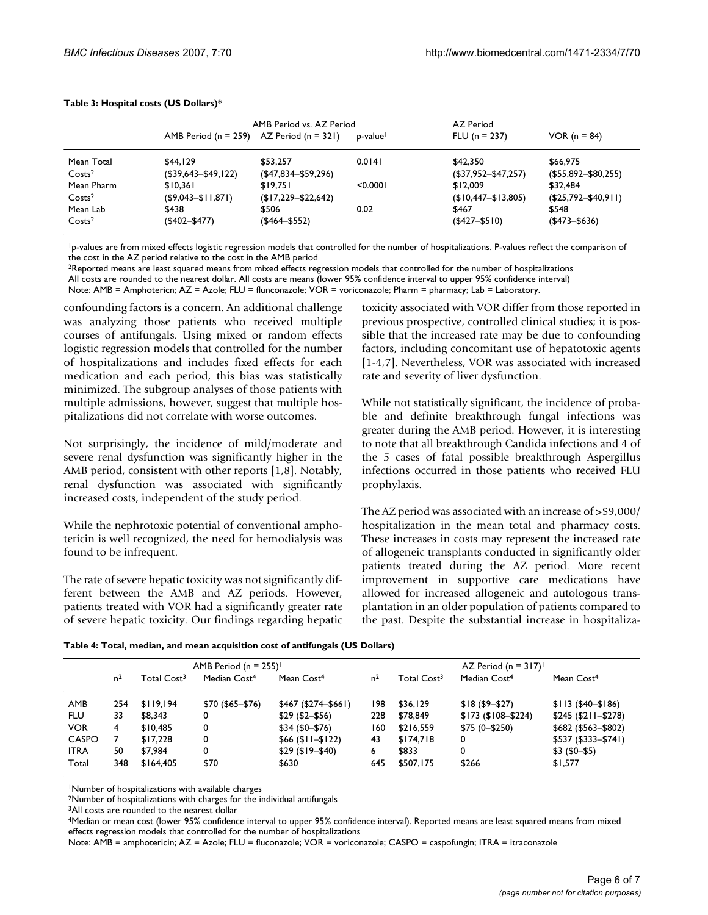**Table 3: Hospital costs (US Dollars)***

| | AMB Period vs. AZ Period | | | AZ Period | |
|---|---|---|---|---|---|
| | AMB Period (n = 259) | AZ Period (n = 321) | p-value[1] | FLU (n = 237) | VOR (n = 84) |
| Mean Total Costs[2] | $44,129 ($39,643–$49,122) | $53,257 ($47,834–$59,296) | 0.0141 | $42,350 ($37,952–$47,257) | $66,975 ($55,892–$80,255) |
| Mean Pharm Costs[2] | $10,361 ($9,043–$11,871) | $19,751 ($17,229–$22,642) | <0.0001 | $12,009 ($10,447–$13,805) | $32,484 ($25,792–$40,911) |
| Mean Lab Costs[2] | $438 ($402–$477) | $506 ($464–$552) | 0.02 | $467 ($427–$510) | $548 ($473–$636) |

[1]p-values are from mixed effects logistic regression models that controlled for the number of hospitalizations. P-values reflect the comparison of the cost in the AZ period relative to the cost in the AMB period
[2]Reported means are least squared means from mixed effects regression models that controlled for the number of hospitalizations
All costs are rounded to the nearest dollar. All costs are means (lower 95% confidence interval to upper 95% confidence interval)
Note: AMB = Amphotericn; AZ = Azole; FLU = flunconazole; VOR = voriconazole; Pharm = pharmacy; Lab = Laboratory.

confounding factors is a concern. An additional challenge was analyzing those patients who received multiple courses of antifungals. Using mixed or random effects logistic regression models that controlled for the number of hospitalizations and includes fixed effects for each medication and each period, this bias was statistically minimized. The subgroup analyses of those patients with multiple admissions, however, suggest that multiple hospitalizations did not correlate with worse outcomes.

Not surprisingly, the incidence of mild/moderate and severe renal dysfunction was significantly higher in the AMB period, consistent with other reports [1,8]. Notably, renal dysfunction was associated with significantly increased costs, independent of the study period.

While the nephrotoxic potential of conventional amphotericin is well recognized, the need for hemodialysis was found to be infrequent.

The rate of severe hepatic toxicity was not significantly different between the AMB and AZ periods. However, patients treated with VOR had a significantly greater rate of severe hepatic toxicity. Our findings regarding hepatic toxicity associated with VOR differ from those reported in previous prospective, controlled clinical studies; it is possible that the increased rate may be due to confounding factors, including concomitant use of hepatotoxic agents [1-4,7]. Nevertheless, VOR was associated with increased rate and severity of liver dysfunction.

While not statistically significant, the incidence of probable and definite breakthrough fungal infections was greater during the AMB period. However, it is interesting to note that all breakthrough Candida infections and 4 of the 5 cases of fatal possible breakthrough Aspergillus infections occurred in those patients who received FLU prophylaxis.

The AZ period was associated with an increase of >$9,000/hospitalization in the mean total and pharmacy costs. These increases in costs may represent the increased rate of allogeneic transplants conducted in significantly older patients treated during the AZ period. More recent improvement in supportive care medications have allowed for increased allogeneic and autologous transplantation in an older population of patients compared to the past. Despite the substantial increase in hospitaliza-

**Table 4: Total, median, and mean acquisition cost of antifungals (US Dollars)**

| | AMB Period (n = 255)[1] | | | | AZ Period (n = 317)[1] | | | |
|---|---|---|---|---|---|---|---|---|
| | n[2] | Total Cost[3] | Median Cost[4] | Mean Cost[4] | n[2] | Total Cost[3] | Median Cost[4] | Mean Cost[4] |
| AMB | 254 | $119,194 | $70 ($65–$76) | $467 ($274–$661) | 198 | $36,129 | $18 ($9–$27) | $113 ($40–$186) |
| FLU | 33 | $8,343 | 0 | $29 ($2–$56) | 228 | $78,849 | $173 ($108–$224) | $245 ($211–$278) |
| VOR | 4 | $10,485 | 0 | $34 ($0–$76) | 160 | $216,559 | $75 (0–$250) | $682 ($563–$802) |
| CASPO | 7 | $17,228 | 0 | $66 ($11–$122) | 43 | $174,718 | 0 | $537 ($333–$741) |
| ITRA | 50 | $7,984 | 0 | $29 ($19–$40) | 6 | $833 | 0 | $3 ($0–$5) |
| Total | 348 | $164,405 | $70 | $630 | 645 | $507,175 | $266 | $1,577 |

[1]Number of hospitalizations with available charges
[2]Number of hospitalizations with charges for the individual antifungals
[3]All costs are rounded to the nearest dollar
[4]Median or mean cost (lower 95% confidence interval to upper 95% confidence interval). Reported means are least squared means from mixed effects regression models that controlled for the number of hospitalizations
Note: AMB = amphotericin; AZ = Azole; FLU = fluconazole; VOR = voriconazole; CASPO = caspofungin; ITRA = itraconazole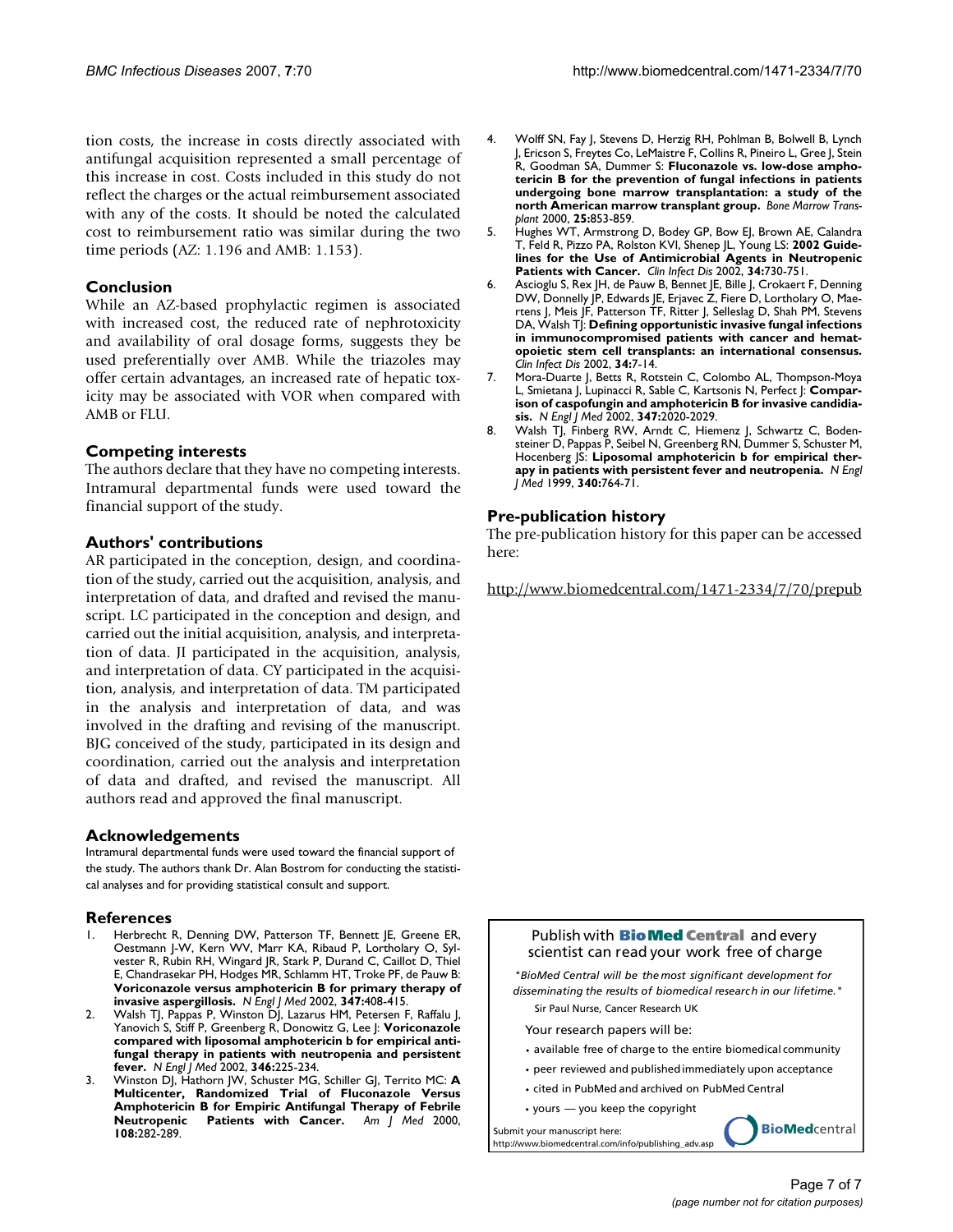tion costs, the increase in costs directly associated with antifungal acquisition represented a small percentage of this increase in cost. Costs included in this study do not reflect the charges or the actual reimbursement associated with any of the costs. It should be noted the calculated cost to reimbursement ratio was similar during the two time periods (AZ: 1.196 and AMB: 1.153).

## Conclusion

While an AZ-based prophylactic regimen is associated with increased cost, the reduced rate of nephrotoxicity and availability of oral dosage forms, suggests they be used preferentially over AMB. While the triazoles may offer certain advantages, an increased rate of hepatic toxicity may be associated with VOR when compared with AMB or FLU.

## Competing interests

The authors declare that they have no competing interests. Intramural departmental funds were used toward the financial support of the study.

## Authors' contributions

AR participated in the conception, design, and coordination of the study, carried out the acquisition, analysis, and interpretation of data, and drafted and revised the manuscript. LC participated in the conception and design, and carried out the initial acquisition, analysis, and interpretation of data. JI participated in the acquisition, analysis, and interpretation of data. CY participated in the acquisition, analysis, and interpretation of data. TM participated in the analysis and interpretation of data, and was involved in the drafting and revising of the manuscript. BJG conceived of the study, participated in its design and coordination, carried out the analysis and interpretation of data and drafted, and revised the manuscript. All authors read and approved the final manuscript.

## Acknowledgements

Intramural departmental funds were used toward the financial support of the study. The authors thank Dr. Alan Bostrom for conducting the statistical analyses and for providing statistical consult and support.

## References

1. Herbrecht R, Denning DW, Patterson TF, Bennett JE, Greene ER, Oestmann J-W, Kern WV, Marr KA, Ribaud P, Lortholary O, Sylvester R, Rubin RH, Wingard JR, Stark P, Durand C, Caillot D, Thiel E, Chandrasekar PH, Hodges MR, Schlamm HT, Troke PF, de Pauw B: **Voriconazole versus amphotericin B for primary therapy of invasive aspergillosis.** *N Engl J Med* 2002, **347:**408-415.
2. Walsh TJ, Pappas P, Winston DJ, Lazarus HM, Petersen F, Raffalu J, Yanovich S, Stiff P, Greenberg R, Donowitz G, Lee J: **Voriconazole compared with liposomal amphotericin b for empirical antifungal therapy in patients with neutropenia and persistent fever.** *N Engl J Med* 2002, **346:**225-234.
3. Winston DJ, Hathorn JW, Schuster MG, Schiller GJ, Territo MC: **A Multicenter, Randomized Trial of Fluconazole Versus Amphotericin B for Empiric Antifungal Therapy of Febrile Neutropenic Patients with Cancer.** *Am J Med* 2000, **108:**282-289.
4. Wolff SN, Fay J, Stevens D, Herzig RH, Pohlman B, Bolwell B, Lynch J, Ericson S, Freytes Co, LeMaistre F, Collins R, Pineiro L, Gree J, Stein R, Goodman SA, Dummer S: **Fluconazole vs. low-dose amphotericin B for the prevention of fungal infections in patients undergoing bone marrow transplantation: a study of the north American marrow transplant group.** *Bone Marrow Transplant* 2000, **25:**853-859.
5. Hughes WT, Armstrong D, Bodey GP, Bow EJ, Brown AE, Calandra T, Feld R, Pizzo PA, Rolston KVI, Shenep JL, Young LS: **2002 Guidelines for the Use of Antimicrobial Agents in Neutropenic Patients with Cancer.** *Clin Infect Dis* 2002, **34:**730-751.
6. Ascioglu S, Rex JH, de Pauw B, Bennet JE, Bille J, Crokaert F, Denning DW, Donnelly JP, Edwards JE, Erjavec Z, Fiere D, Lortholary O, Maertens J, Meis JF, Patterson TF, Ritter J, Selleslag D, Shah PM, Stevens DA, Walsh TJ: **Defining opportunistic invasive fungal infections in immunocompromised patients with cancer and hematopoietic stem cell transplants: an international consensus.** *Clin Infect Dis* 2002, **34:**7-14.
7. Mora-Duarte J, Betts R, Rotstein C, Colombo AL, Thompson-Moya L, Smietana J, Lupinacci R, Sable C, Kartsonis N, Perfect J: **Comparison of caspofungin and amphotericin B for invasive candidiasis.** *N Engl J Med* 2002, **347:**2020-2029.
8. Walsh TJ, Finberg RW, Arndt C, Hiemenz J, Schwartz C, Bodensteiner D, Pappas P, Seibel N, Greenberg RN, Dummer S, Schuster M, Hocenberg JS: **Liposomal amphotericin b for empirical therapy in patients with persistent fever and neutropenia.** *N Engl J Med* 1999, **340:**764-71.

## Pre-publication history

The pre-publication history for this paper can be accessed here:

http://www.biomedcentral.com/1471-2334/7/70/prepub

Publish with **BioMed Central** and every scientist can read your work free of charge

*"BioMed Central will be the most significant development for disseminating the results of biomedical research in our lifetime."*
Sir Paul Nurse, Cancer Research UK

Your research papers will be:

- available free of charge to the entire biomedical community
- peer reviewed and published immediately upon acceptance
- cited in PubMed and archived on PubMed Central
- yours — you keep the copyright

Submit your manuscript here:
http://www.biomedcentral.com/info/publishing_adv.asp

BioMedcentral